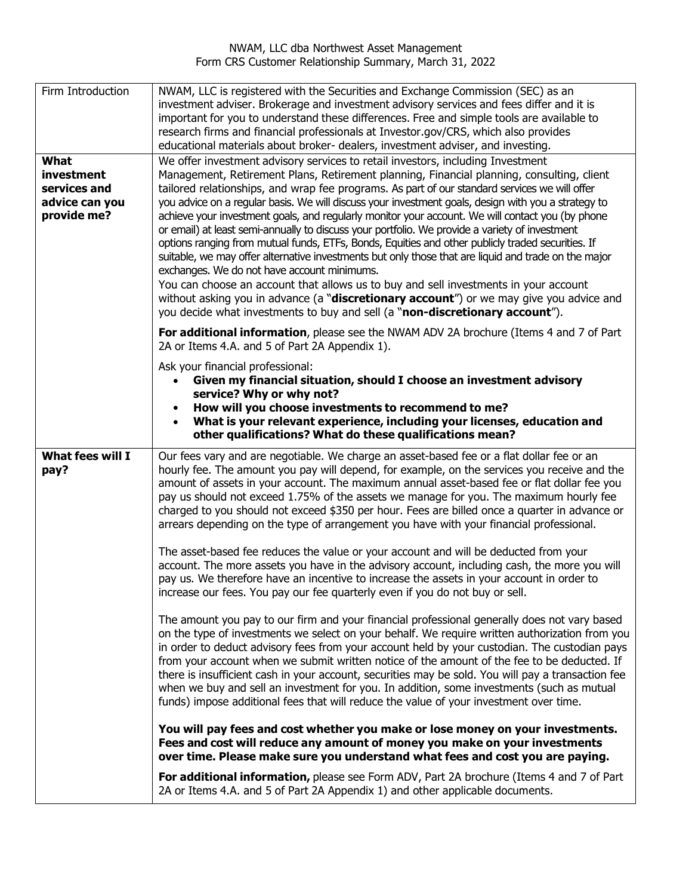NWAM, LLC dba Northwest Asset Management
Form CRS Customer Relationship Summary, March 31, 2022

| | |
|---|---|
| Firm Introduction | NWAM, LLC is registered with the Securities and Exchange Commission (SEC) as an investment adviser. Brokerage and investment advisory services and fees differ and it is important for you to understand these differences. Free and simple tools are available to research firms and financial professionals at Investor.gov/CRS, which also provides educational materials about broker- dealers, investment adviser, and investing. |
| **What investment services and advice can you provide me?** | We offer investment advisory services to retail investors, including Investment Management, Retirement Plans, Retirement planning, Financial planning, consulting, client tailored relationships, and wrap fee programs. As part of our standard services we will offer you advice on a regular basis. We will discuss your investment goals, design with you a strategy to achieve your investment goals, and regularly monitor your account. We will contact you (by phone or email) at least semi-annually to discuss your portfolio. We provide a variety of investment options ranging from mutual funds, ETFs, Bonds, Equities and other publicly traded securities. If suitable, we may offer alternative investments but only those that are liquid and trade on the major exchanges. We do not have account minimums.<br>You can choose an account that allows us to buy and sell investments in your account without asking you in advance (a "**discretionary account**") or we may give you advice and you decide what investments to buy and sell (a "**non-discretionary account**").<br><br>**For additional information**, please see the NWAM ADV 2A brochure (Items 4 and 7 of Part 2A or Items 4.A. and 5 of Part 2A Appendix 1).<br><br>Ask your financial professional:<br>• **Given my financial situation, should I choose an investment advisory service? Why or why not?**<br>• **How will you choose investments to recommend to me?**<br>• **What is your relevant experience, including your licenses, education and other qualifications? What do these qualifications mean?** |
| **What fees will I pay?** | Our fees vary and are negotiable. We charge an asset-based fee or a flat dollar fee or an hourly fee. The amount you pay will depend, for example, on the services you receive and the amount of assets in your account. The maximum annual asset-based fee or flat dollar fee you pay us should not exceed 1.75% of the assets we manage for you. The maximum hourly fee charged to you should not exceed $350 per hour. Fees are billed once a quarter in advance or arrears depending on the type of arrangement you have with your financial professional.<br><br>The asset-based fee reduces the value or your account and will be deducted from your account. The more assets you have in the advisory account, including cash, the more you will pay us. We therefore have an incentive to increase the assets in your account in order to increase our fees. You pay our fee quarterly even if you do not buy or sell.<br><br>The amount you pay to our firm and your financial professional generally does not vary based on the type of investments we select on your behalf. We require written authorization from you in order to deduct advisory fees from your account held by your custodian. The custodian pays from your account when we submit written notice of the amount of the fee to be deducted. If there is insufficient cash in your account, securities may be sold. You will pay a transaction fee when we buy and sell an investment for you. In addition, some investments (such as mutual funds) impose additional fees that will reduce the value of your investment over time.<br><br>**You will pay fees and cost whether you make or lose money on your investments. Fees and cost will reduce any amount of money you make on your investments over time. Please make sure you understand what fees and cost you are paying.**<br><br>**For additional information,** please see Form ADV, Part 2A brochure (Items 4 and 7 of Part 2A or Items 4.A. and 5 of Part 2A Appendix 1) and other applicable documents. |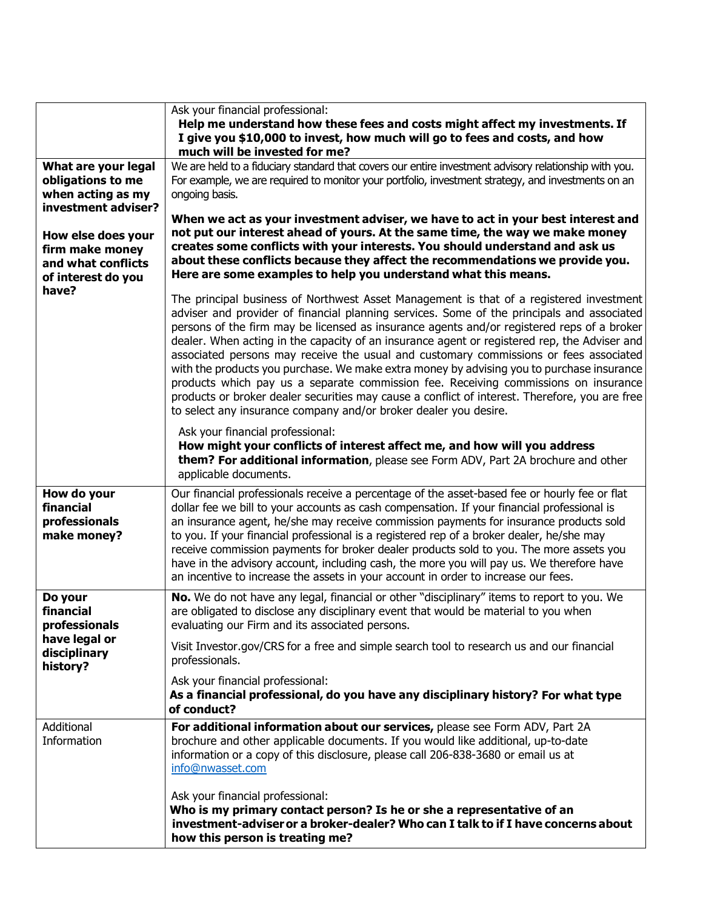| | |
|---|---|
| | Ask your financial professional:<br>**Help me understand how these fees and costs might affect my investments. If I give you $10,000 to invest, how much will go to fees and costs, and how much will be invested for me?** |
| **What are your legal obligations to me when acting as my investment adviser?**<br><br>**How else does your firm make money and what conflicts of interest do you have?** | We are held to a fiduciary standard that covers our entire investment advisory relationship with you. For example, we are required to monitor your portfolio, investment strategy, and investments on an ongoing basis.<br><br>**When we act as your investment adviser, we have to act in your best interest and not put our interest ahead of yours. At the same time, the way we make money creates some conflicts with your interests. You should understand and ask us about these conflicts because they affect the recommendations we provide you. Here are some examples to help you understand what this means.**<br><br>The principal business of Northwest Asset Management is that of a registered investment adviser and provider of financial planning services. Some of the principals and associated persons of the firm may be licensed as insurance agents and/or registered reps of a broker dealer. When acting in the capacity of an insurance agent or registered rep, the Adviser and associated persons may receive the usual and customary commissions or fees associated with the products you purchase. We make extra money by advising you to purchase insurance products which pay us a separate commission fee. Receiving commissions on insurance products or broker dealer securities may cause a conflict of interest. Therefore, you are free to select any insurance company and/or broker dealer you desire.<br><br>Ask your financial professional:<br>**How might your conflicts of interest affect me, and how will you address them? For additional information**, please see Form ADV, Part 2A brochure and other applicable documents. |
| **How do your financial professionals make money?** | Our financial professionals receive a percentage of the asset-based fee or hourly fee or flat dollar fee we bill to your accounts as cash compensation. If your financial professional is an insurance agent, he/she may receive commission payments for insurance products sold to you. If your financial professional is a registered rep of a broker dealer, he/she may receive commission payments for broker dealer products sold to you. The more assets you have in the advisory account, including cash, the more you will pay us. We therefore have an incentive to increase the assets in your account in order to increase our fees. |
| **Do your financial professionals have legal or disciplinary history?** | **No.** We do not have any legal, financial or other "disciplinary" items to report to you. We are obligated to disclose any disciplinary event that would be material to you when evaluating our Firm and its associated persons.<br><br>Visit Investor.gov/CRS for a free and simple search tool to research us and our financial professionals.<br><br>Ask your financial professional:<br>**As a financial professional, do you have any disciplinary history? For what type of conduct?** |
| Additional Information | **For additional information about our services,** please see Form ADV, Part 2A brochure and other applicable documents. If you would like additional, up-to-date information or a copy of this disclosure, please call 206-838-3680 or email us at [info@nwasset.com](mailto:info@nwasset.com)<br><br>Ask your financial professional:<br>**Who is my primary contact person? Is he or she a representative of an investment-adviser or a broker-dealer? Who can I talk to if I have concerns about how this person is treating me?** |